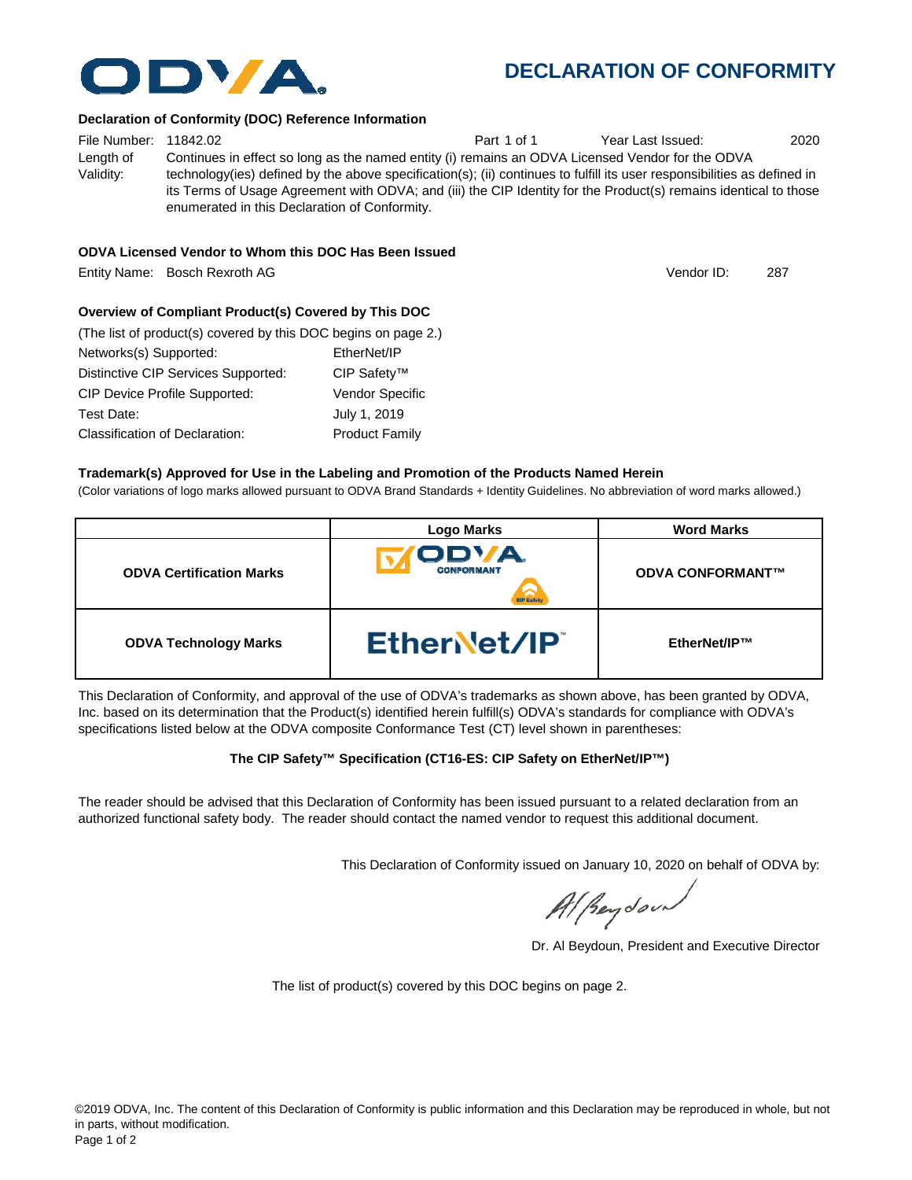# DECLARATION OF CONFORMITY

**Declaration of Conformity (DOC) Reference Information**

File Number: 11842.02 Part 1 of 1 Year Last Issued: 2020

Length of Validity: Continues in effect so long as the named entity (i) remains an ODVA Licensed Vendor for the ODVA technology(ies) defined by the above specification(s); (ii) continues to fulfill its user responsibilities as defined in its Terms of Usage Agreement with ODVA; and (iii) the CIP Identity for the Product(s) remains identical to those enumerated in this Declaration of Conformity.

**ODVA Licensed Vendor to Whom this DOC Has Been Issued**

Entity Name: Bosch Rexroth AG Vendor ID: 287

**Overview of Compliant Product(s) Covered by This DOC**

(The list of product(s) covered by this DOC begins on page 2.)

| | |
|---|---|
| Networks(s) Supported: | EtherNet/IP |
| Distinctive CIP Services Supported: | CIP Safety™ |
| CIP Device Profile Supported: | Vendor Specific |
| Test Date: | July 1, 2019 |
| Classification of Declaration: | Product Family |

**Trademark(s) Approved for Use in the Labeling and Promotion of the Products Named Herein**

(Color variations of logo marks allowed pursuant to ODVA Brand Standards + Identity Guidelines. No abbreviation of word marks allowed.)

| | Logo Marks | Word Marks |
|---|---|---|
| **ODVA Certification Marks** | ODVA CONFORMANT (CIP Safety) | **ODVA CONFORMANT™** |
| **ODVA Technology Marks** | EtherNet/IP™ | **EtherNet/IP™** |

This Declaration of Conformity, and approval of the use of ODVA's trademarks as shown above, has been granted by ODVA, Inc. based on its determination that the Product(s) identified herein fulfill(s) ODVA's standards for compliance with ODVA's specifications listed below at the ODVA composite Conformance Test (CT) level shown in parentheses:

**The CIP Safety™ Specification (CT16-ES: CIP Safety on EtherNet/IP™)**

The reader should be advised that this Declaration of Conformity has been issued pursuant to a related declaration from an authorized functional safety body. The reader should contact the named vendor to request this additional document.

This Declaration of Conformity issued on January 10, 2020 on behalf of ODVA by:

Dr. Al Beydoun, President and Executive Director

The list of product(s) covered by this DOC begins on page 2.

©2019 ODVA, Inc. The content of this Declaration of Conformity is public information and this Declaration may be reproduced in whole, but not in parts, without modification.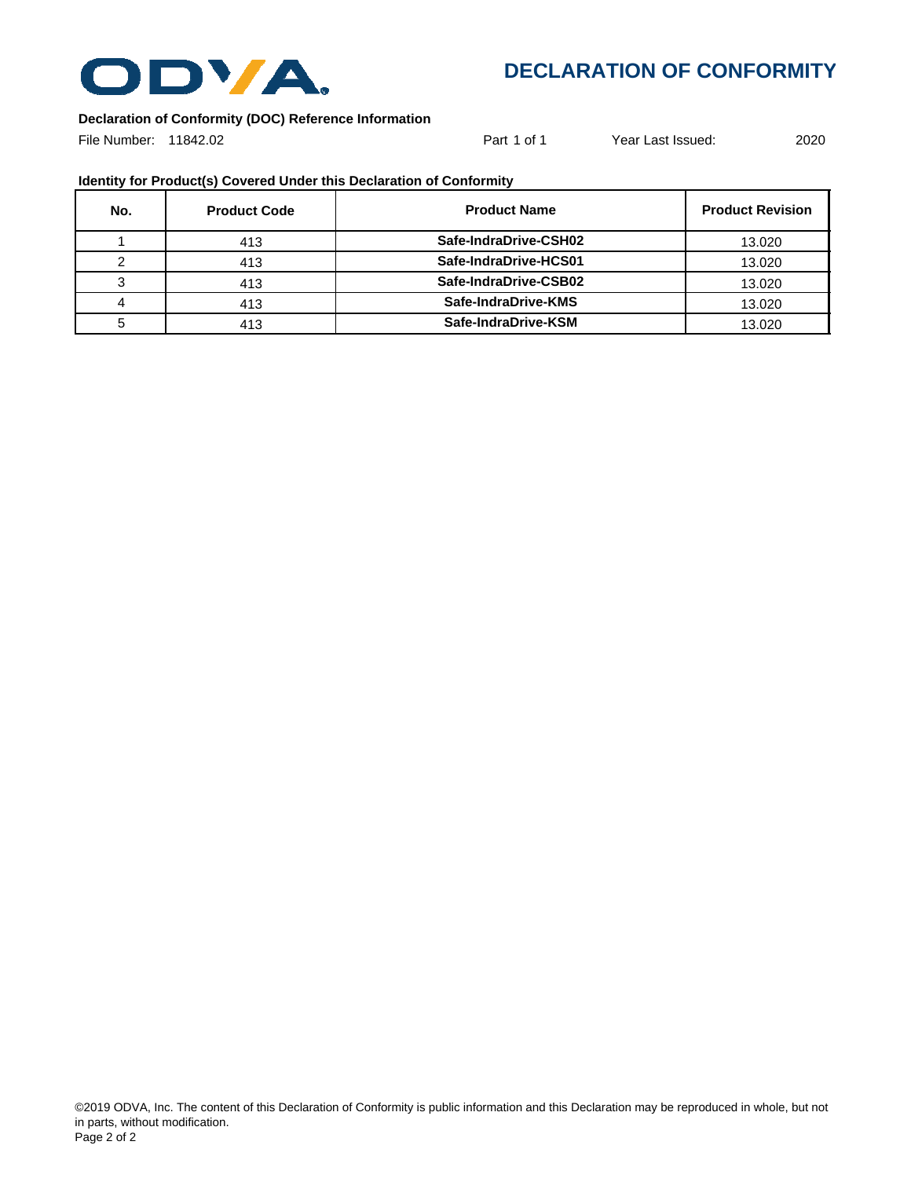# DECLARATION OF CONFORMITY

**Declaration of Conformity (DOC) Reference Information**

File Number: 11842.02 Part 1 of 1 Year Last Issued: 2020

**Identity for Product(s) Covered Under this Declaration of Conformity**

| No. | Product Code | Product Name | Product Revision |
|---|---|---|---|
| 1 | 413 | **Safe-IndraDrive-CSH02** | 13.020 |
| 2 | 413 | **Safe-IndraDrive-HCS01** | 13.020 |
| 3 | 413 | **Safe-IndraDrive-CSB02** | 13.020 |
| 4 | 413 | **Safe-IndraDrive-KMS** | 13.020 |
| 5 | 413 | **Safe-IndraDrive-KSM** | 13.020 |

©2019 ODVA, Inc. The content of this Declaration of Conformity is public information and this Declaration may be reproduced in whole, but not in parts, without modification.